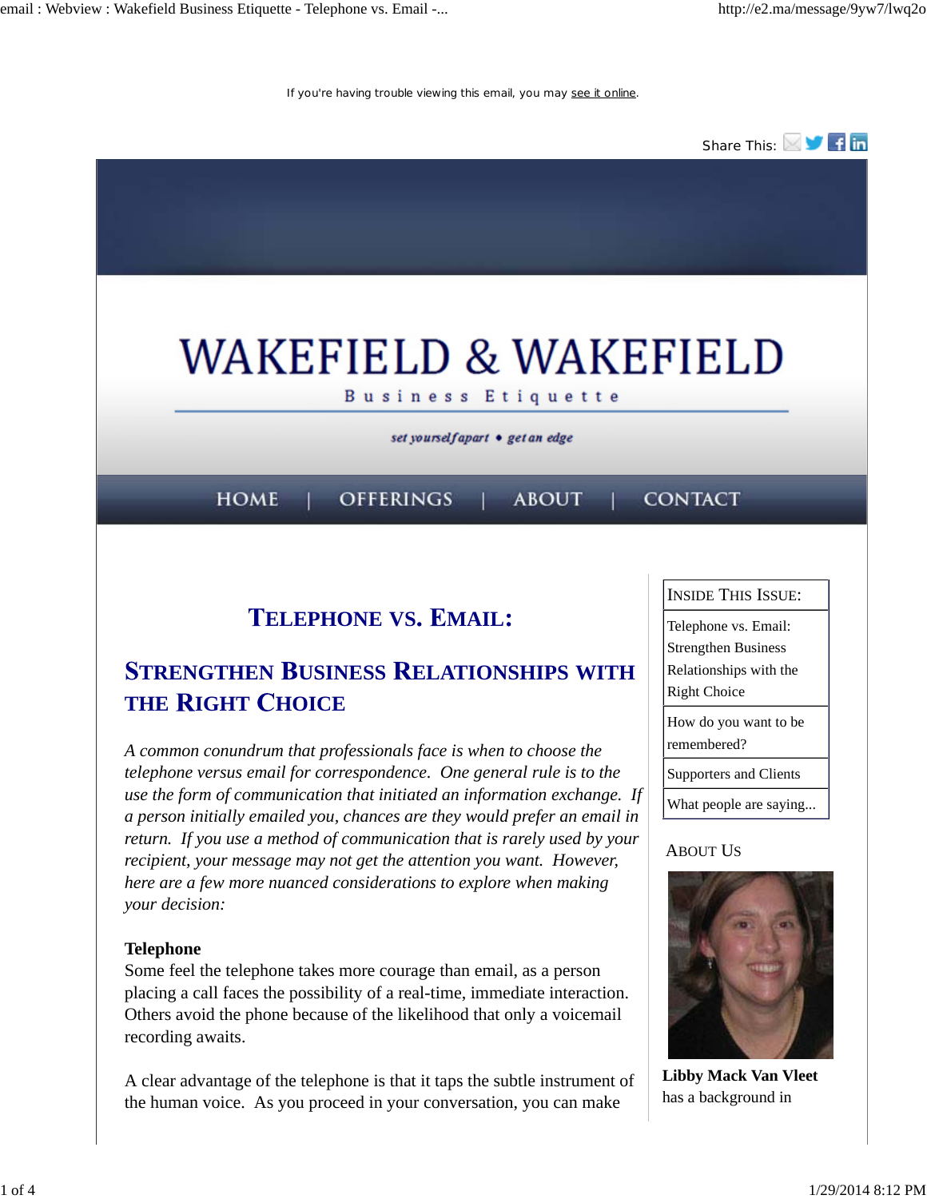If you're having trouble viewing this email, you may see it online.

Share This:

# WAKEFIELD & WAKEFIELD

Business Etiquette

*set yourself apart • get an edge*

HOME | OFFERINGS | ABOUT | CONTACT

## TELEPHONE VS. EMAIL:

## STRENGTHEN BUSINESS RELATIONSHIPS WITH THE RIGHT CHOICE

*A common conundrum that professionals face is when to choose the telephone versus email for correspondence. One general rule is to use the form of communication that initiated an information exchange. If a person initially emailed you, chances are they would prefer an email in return. If you use a method of communication that is rarely used by your recipient, your message may not get the attention you want. However, here are a few more nuanced considerations to explore when making your decision:*

**Telephone**

Some feel the telephone takes more courage than email, as a person placing a call faces the possibility of a real-time, immediate interaction. Others avoid the phone because of the likelihood that only a voicemail recording awaits.

A clear advantage of the telephone is that it taps the subtle instrument of the human voice. As you proceed in your conversation, you can make

| INSIDE THIS ISSUE: |
|---|
| Telephone vs. Email: Strengthen Business Relationships with the Right Choice |
| How do you want to be remembered? |
| Supporters and Clients |
| What people are saying... |

ABOUT US

**Libby Mack Van Vleet** has a background in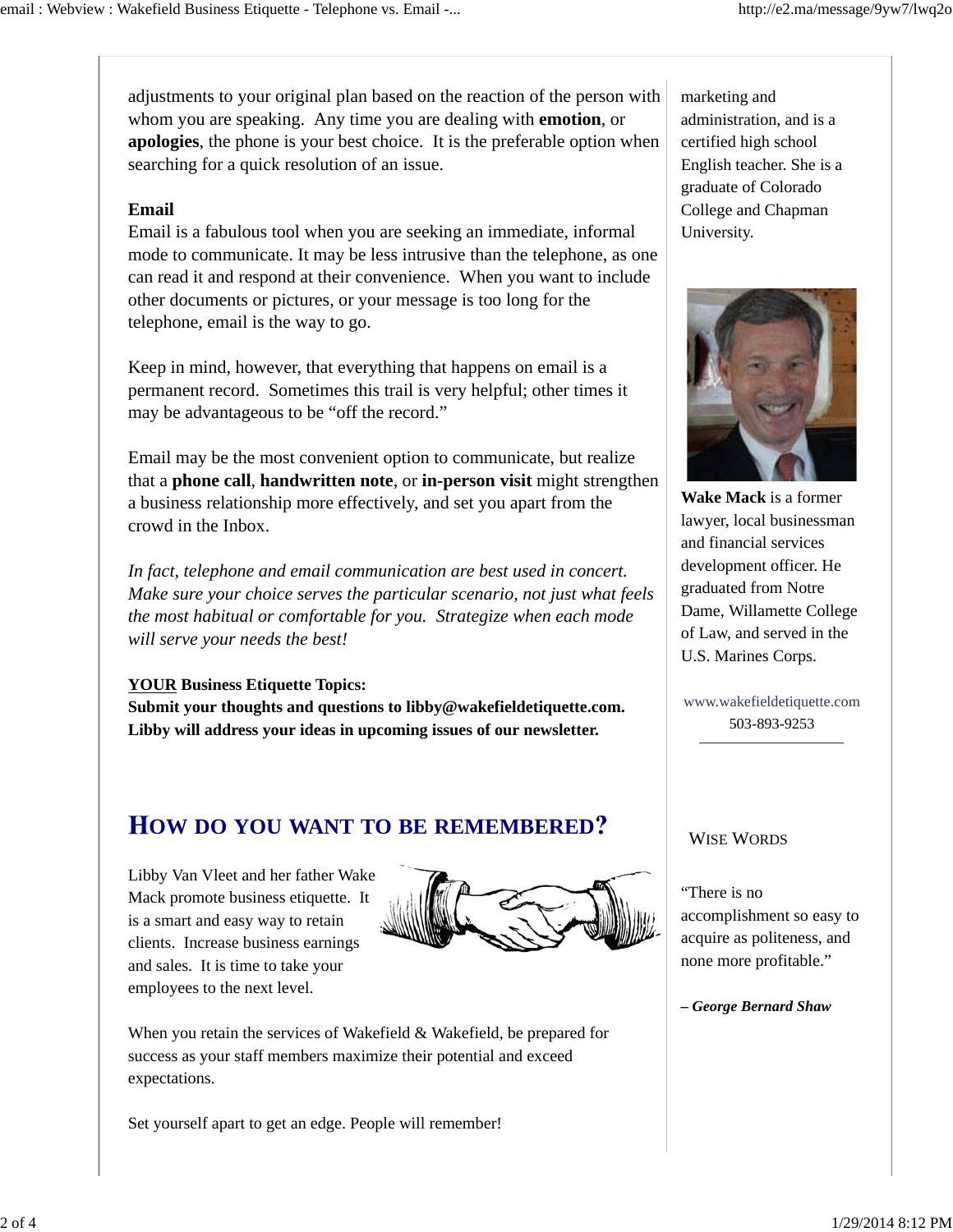adjustments to your original plan based on the reaction of the person with whom you are speaking. Any time you are dealing with **emotion**, or **apologies**, the phone is your best choice. It is the preferable option when searching for a quick resolution of an issue.

**Email**

Email is a fabulous tool when you are seeking an immediate, informal mode to communicate. It may be less intrusive than the telephone, as one can read it and respond at their convenience. When you want to include other documents or pictures, or your message is too long for the telephone, email is the way to go.

Keep in mind, however, that everything that happens on email is a permanent record. Sometimes this trail is very helpful; other times it may be advantageous to be "off the record."

Email may be the most convenient option to communicate, but realize that a **phone call**, **handwritten note**, or **in-person visit** might strengthen a business relationship more effectively, and set you apart from the crowd in the Inbox.

*In fact, telephone and email communication are best used in concert. Make sure your choice serves the particular scenario, not just what feels the most habitual or comfortable for you. Strategize when each mode will serve your needs the best!*

**YOUR Business Etiquette Topics:**
**Submit your thoughts and questions to libby@wakefieldetiquette.com. Libby will address your ideas in upcoming issues of our newsletter.**

## How do you want to be remembered?

Libby Van Vleet and her father Wake Mack promote business etiquette. It is a smart and easy way to retain clients. Increase business earnings and sales. It is time to take your employees to the next level.

When you retain the services of Wakefield & Wakefield, be prepared for success as your staff members maximize their potential and exceed expectations.

Set yourself apart to get an edge. People will remember!

marketing and administration, and is a certified high school English teacher. She is a graduate of Colorado College and Chapman University.

**Wake Mack** is a former lawyer, local businessman and financial services development officer. He graduated from Notre Dame, Willamette College of Law, and served in the U.S. Marines Corps.

www.wakefieldetiquette.com
503-893-9253

### Wise Words

"There is no accomplishment so easy to acquire as politeness, and none more profitable."

***– George Bernard Shaw***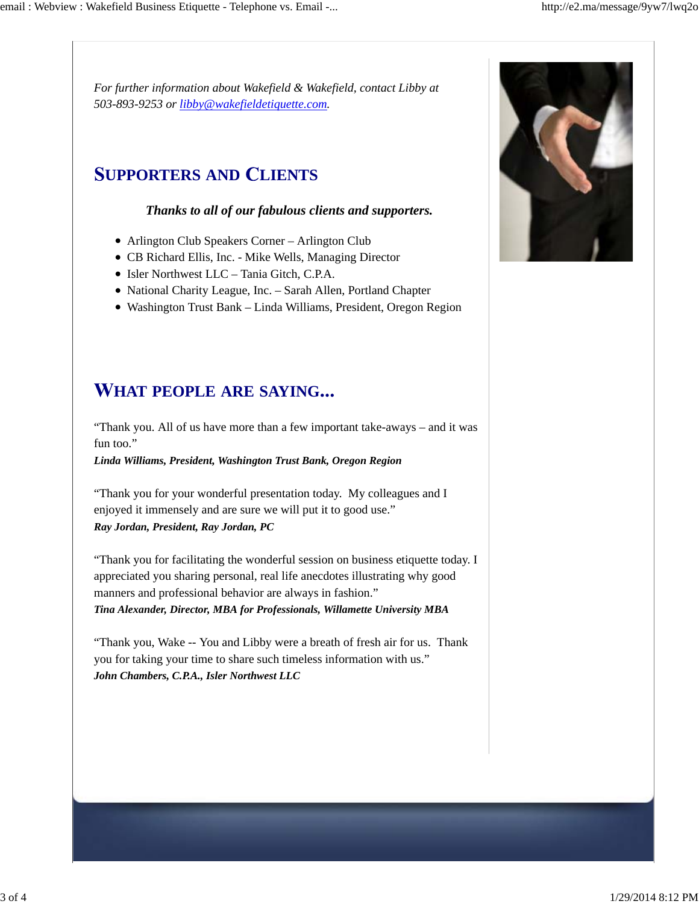*For further information about Wakefield & Wakefield, contact Libby at 503-893-9253 or [libby@wakefieldetiquette.com](mailto:libby@wakefieldetiquette.com).*

## Supporters and Clients

***Thanks to all of our fabulous clients and supporters.***

- Arlington Club Speakers Corner – Arlington Club
- CB Richard Ellis, Inc. - Mike Wells, Managing Director
- Isler Northwest LLC – Tania Gitch, C.P.A.
- National Charity League, Inc. – Sarah Allen, Portland Chapter
- Washington Trust Bank – Linda Williams, President, Oregon Region

## What people are saying...

"Thank you. All of us have more than a few important take-aways – and it was fun too."
***Linda Williams, President, Washington Trust Bank, Oregon Region***

"Thank you for your wonderful presentation today. My colleagues and I enjoyed it immensely and are sure we will put it to good use."
***Ray Jordan, President, Ray Jordan, PC***

"Thank you for facilitating the wonderful session on business etiquette today. I appreciated you sharing personal, real life anecdotes illustrating why good manners and professional behavior are always in fashion."
***Tina Alexander, Director, MBA for Professionals, Willamette University MBA***

"Thank you, Wake -- You and Libby were a breath of fresh air for us. Thank you for taking your time to share such timeless information with us."
***John Chambers, C.P.A., Isler Northwest LLC***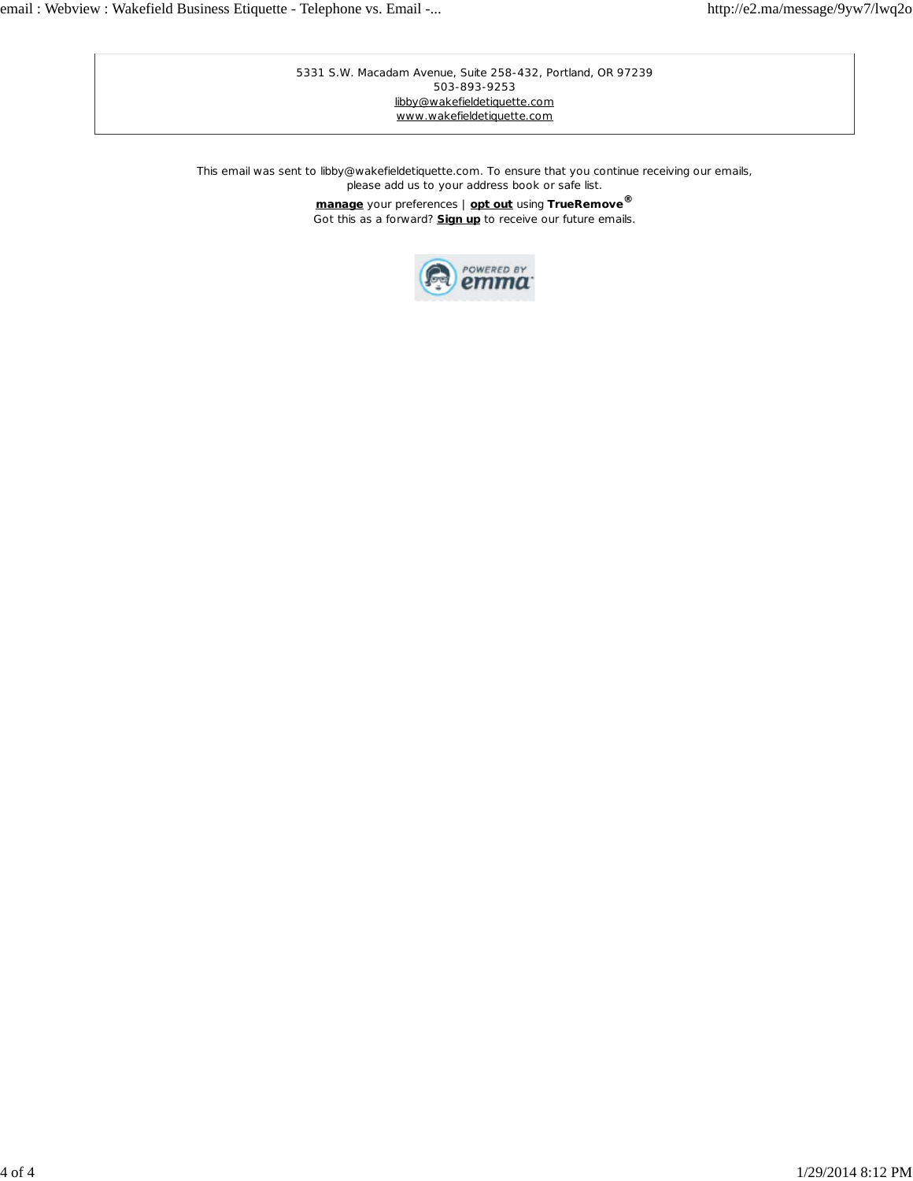5331 S.W. Macadam Avenue, Suite 258-432, Portland, OR 97239
503-893-9253
libby@wakefieldetiquette.com
www.wakefieldetiquette.com

This email was sent to libby@wakefieldetiquette.com. To ensure that you continue receiving our emails, please add us to your address book or safe list.

**manage** your preferences | **opt out** using **TrueRemove®**
Got this as a forward? **Sign up** to receive our future emails.

POWERED BY emma